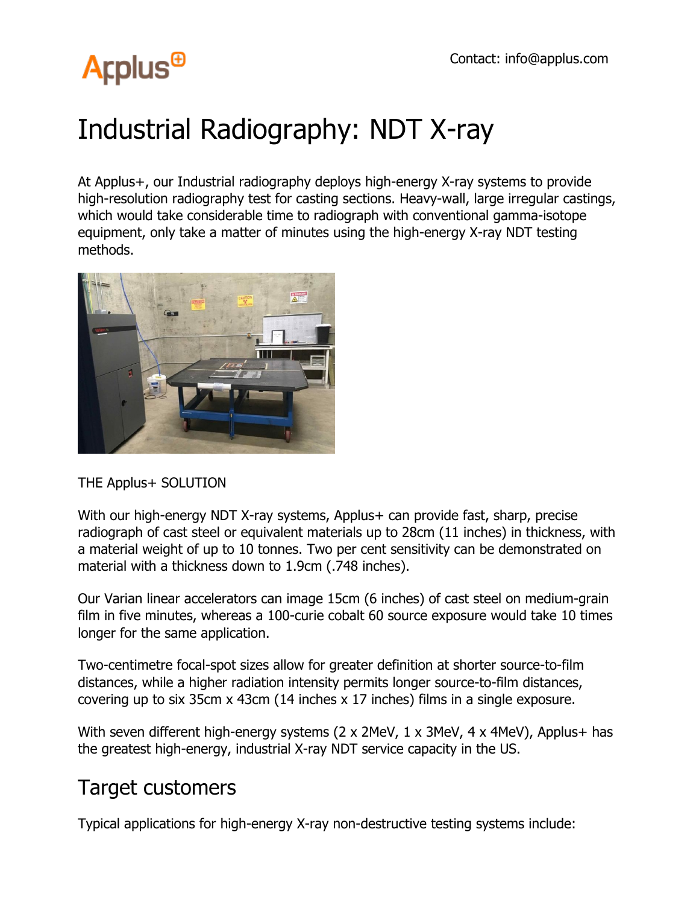Applus+

Contact: info@applus.com

# Industrial Radiography: NDT X-ray

At Applus+, our Industrial radiography deploys high-energy X-ray systems to provide high-resolution radiography test for casting sections. Heavy-wall, large irregular castings, which would take considerable time to radiograph with conventional gamma-isotope equipment, only take a matter of minutes using the high-energy X-ray NDT testing methods.

THE Applus+ SOLUTION

With our high-energy NDT X-ray systems, Applus+ can provide fast, sharp, precise radiograph of cast steel or equivalent materials up to 28cm (11 inches) in thickness, with a material weight of up to 10 tonnes. Two per cent sensitivity can be demonstrated on material with a thickness down to 1.9cm (.748 inches).

Our Varian linear accelerators can image 15cm (6 inches) of cast steel on medium-grain film in five minutes, whereas a 100-curie cobalt 60 source exposure would take 10 times longer for the same application.

Two-centimetre focal-spot sizes allow for greater definition at shorter source-to-film distances, while a higher radiation intensity permits longer source-to-film distances, covering up to six 35cm x 43cm (14 inches x 17 inches) films in a single exposure.

With seven different high-energy systems (2 x 2MeV, 1 x 3MeV, 4 x 4MeV), Applus+ has the greatest high-energy, industrial X-ray NDT service capacity in the US.

## Target customers

Typical applications for high-energy X-ray non-destructive testing systems include: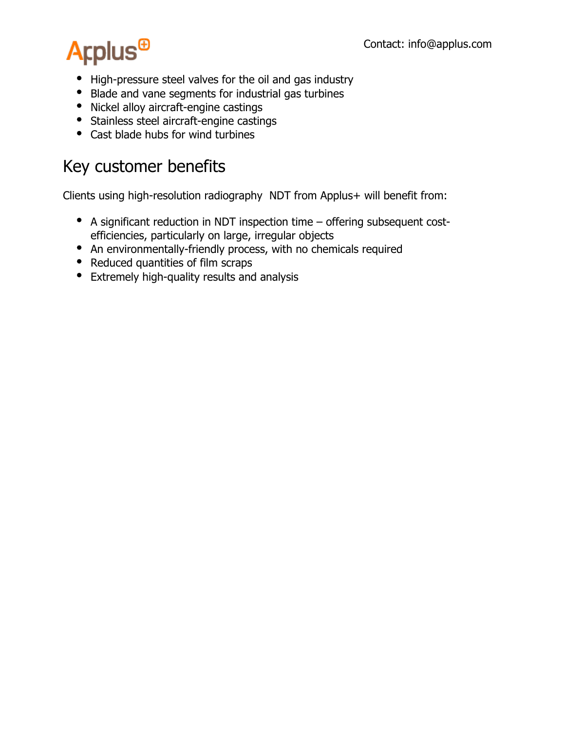- High-pressure steel valves for the oil and gas industry
- Blade and vane segments for industrial gas turbines
- Nickel alloy aircraft-engine castings
- Stainless steel aircraft-engine castings
- Cast blade hubs for wind turbines

## Key customer benefits

Clients using high-resolution radiography NDT from Applus+ will benefit from:

- A significant reduction in NDT inspection time – offering subsequent cost-efficiencies, particularly on large, irregular objects
- An environmentally-friendly process, with no chemicals required
- Reduced quantities of film scraps
- Extremely high-quality results and analysis